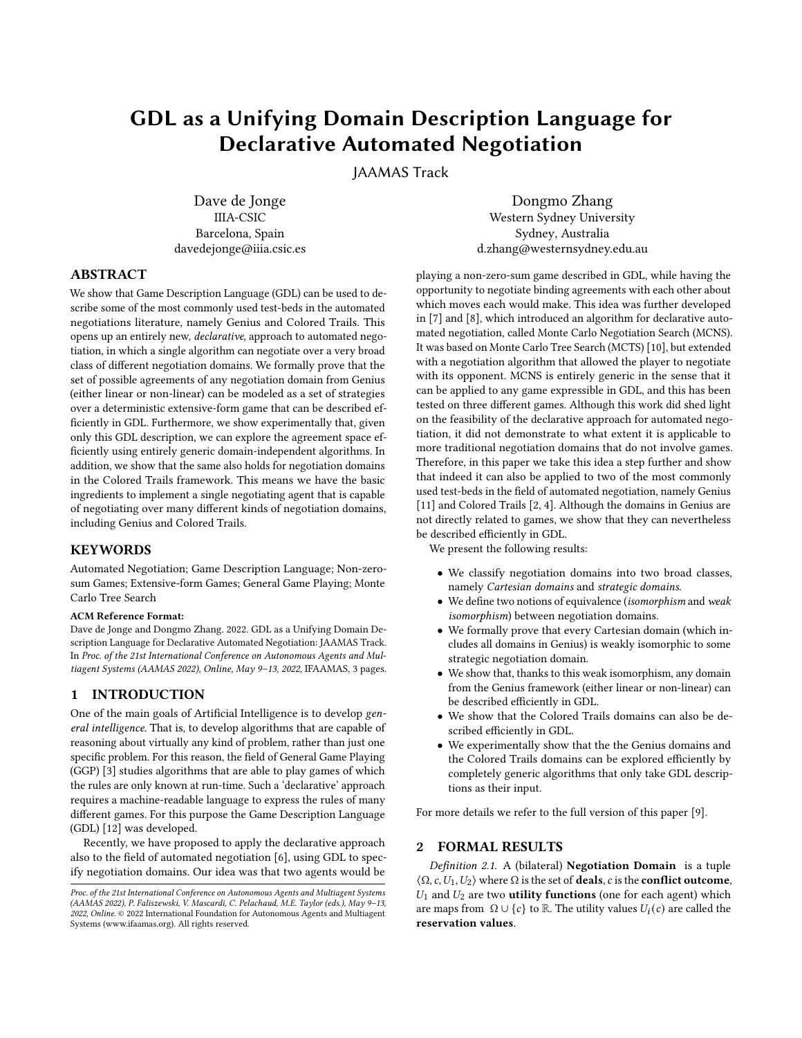# GDL as a Unifying Domain Description Language for Declarative Automated Negotiation

JAAMAS Track

Dave de Jonge
IIIA-CSIC
Barcelona, Spain
davedejonge@iiia.csic.es

Dongmo Zhang
Western Sydney University
Sydney, Australia
d.zhang@westernsydney.edu.au

## ABSTRACT

We show that Game Description Language (GDL) can be used to describe some of the most commonly used test-beds in the automated negotiations literature, namely Genius and Colored Trails. This opens up an entirely new, *declarative*, approach to automated negotiation, in which a single algorithm can negotiate over a very broad class of different negotiation domains. We formally prove that the set of possible agreements of any negotiation domain from Genius (either linear or non-linear) can be modeled as a set of strategies over a deterministic extensive-form game that can be described efficiently in GDL. Furthermore, we show experimentally that, given only this GDL description, we can explore the agreement space efficiently using entirely generic domain-independent algorithms. In addition, we show that the same also holds for negotiation domains in the Colored Trails framework. This means we have the basic ingredients to implement a single negotiating agent that is capable of negotiating over many different kinds of negotiation domains, including Genius and Colored Trails.

## KEYWORDS

Automated Negotiation; Game Description Language; Non-zero-sum Games; Extensive-form Games; General Game Playing; Monte Carlo Tree Search

**ACM Reference Format:**
Dave de Jonge and Dongmo Zhang. 2022. GDL as a Unifying Domain Description Language for Declarative Automated Negotiation: JAAMAS Track. In *Proc. of the 21st International Conference on Autonomous Agents and Multiagent Systems (AAMAS 2022), Online, May 9–13, 2022*, IFAAMAS, 3 pages.

## 1 INTRODUCTION

One of the main goals of Artificial Intelligence is to develop *general intelligence*. That is, to develop algorithms that are capable of reasoning about virtually any kind of problem, rather than just one specific problem. For this reason, the field of General Game Playing (GGP) [3] studies algorithms that are able to play games of which the rules are only known at run-time. Such a 'declarative' approach requires a machine-readable language to express the rules of many different games. For this purpose the Game Description Language (GDL) [12] was developed.

Recently, we have proposed to apply the declarative approach also to the field of automated negotiation [6], using GDL to specify negotiation domains. Our idea was that two agents would be playing a non-zero-sum game described in GDL, while having the opportunity to negotiate binding agreements with each other about which moves each would make. This idea was further developed in [7] and [8], which introduced an algorithm for declarative automated negotiation, called Monte Carlo Negotiation Search (MCNS). It was based on Monte Carlo Tree Search (MCTS) [10], but extended with a negotiation algorithm that allowed the player to negotiate with its opponent. MCNS is entirely generic in the sense that it can be applied to any game expressible in GDL, and this has been tested on three different games. Although this work did shed light on the feasibility of the declarative approach for automated negotiation, it did not demonstrate to what extent it is applicable to more traditional negotiation domains that do not involve games. Therefore, in this paper we take this idea a step further and show that indeed it can also be applied to two of the most commonly used test-beds in the field of automated negotiation, namely Genius [11] and Colored Trails [2, 4]. Although the domains in Genius are not directly related to games, we show that they can nevertheless be described efficiently in GDL.

We present the following results:

- We classify negotiation domains into two broad classes, namely *Cartesian domains* and *strategic domains*.
- We define two notions of equivalence (*isomorphism* and *weak isomorphism*) between negotiation domains.
- We formally prove that every Cartesian domain (which includes all domains in Genius) is weakly isomorphic to some strategic negotiation domain.
- We show that, thanks to this weak isomorphism, any domain from the Genius framework (either linear or non-linear) can be described efficiently in GDL.
- We show that the Colored Trails domains can also be described efficiently in GDL.
- We experimentally show that the the Genius domains and the Colored Trails domains can be explored efficiently by completely generic algorithms that only take GDL descriptions as their input.

For more details we refer to the full version of this paper [9].

## 2 FORMAL RESULTS

*Definition 2.1.* A (bilateral) **Negotiation Domain** is a tuple $\langle \Omega, c, U_1, U_2 \rangle$ where $\Omega$ is the set of **deals**, $c$ is the **conflict outcome**, $U_1$ and $U_2$ are two **utility functions** (one for each agent) which are maps from $\Omega \cup \{c\}$ to $\mathbb{R}$. The utility values $U_i(c)$ are called the **reservation values**.

*Proc. of the 21st International Conference on Autonomous Agents and Multiagent Systems (AAMAS 2022), P. Faliszewski, V. Mascardi, C. Pelachaud, M.E. Taylor (eds.), May 9–13, 2022, Online.* © 2022 International Foundation for Autonomous Agents and Multiagent Systems (www.ifaamas.org). All rights reserved.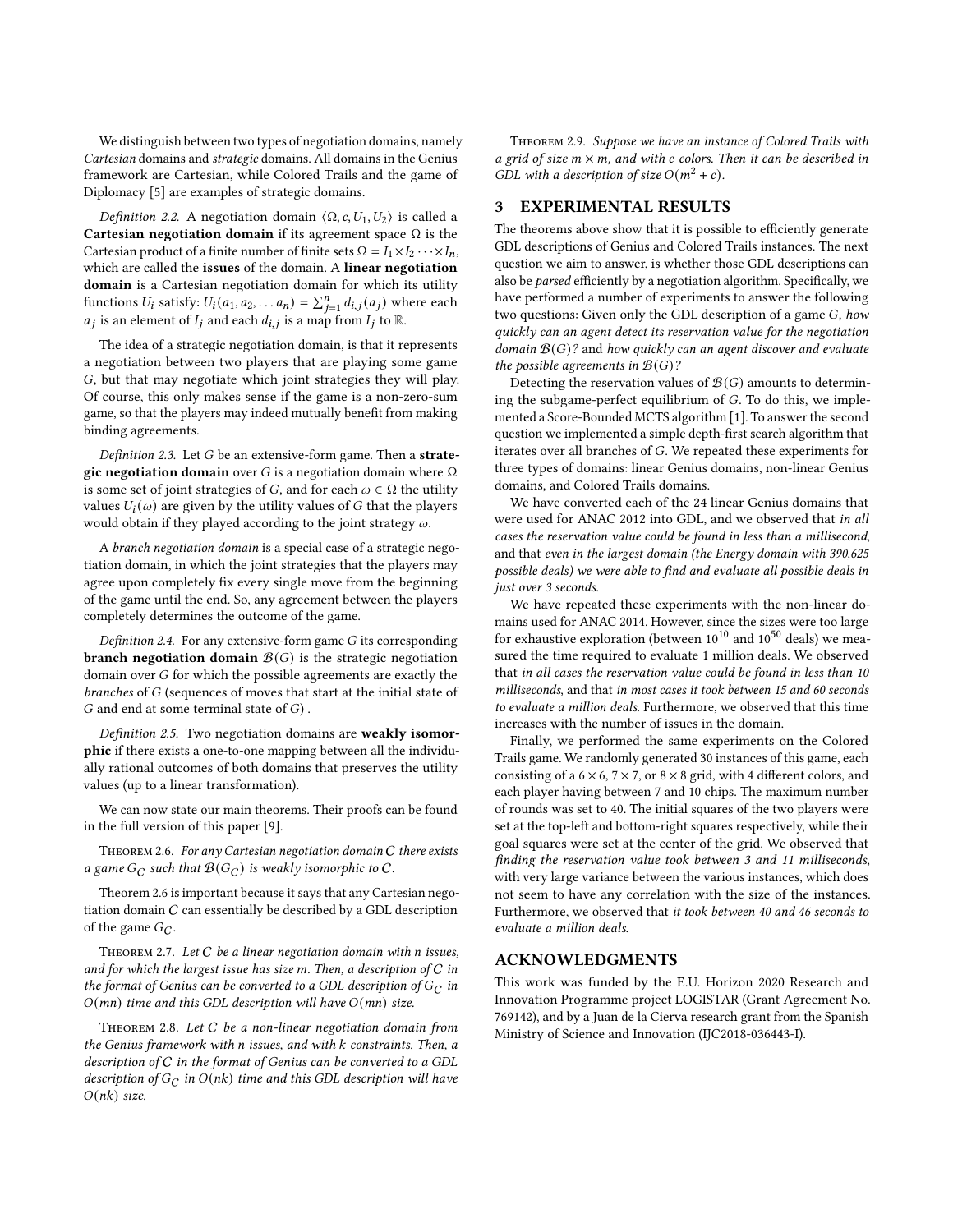We distinguish between two types of negotiation domains, namely *Cartesian* domains and *strategic* domains. All domains in the Genius framework are Cartesian, while Colored Trails and the game of Diplomacy [5] are examples of strategic domains.

*Definition 2.2.* A negotiation domain $\langle \Omega, c, U_1, U_2 \rangle$ is called a **Cartesian negotiation domain** if its agreement space $\Omega$ is the Cartesian product of a finite number of finite sets $\Omega = I_1 \times I_2 \cdots \times I_n$, which are called the **issues** of the domain. A **linear negotiation domain** is a Cartesian negotiation domain for which its utility functions $U_i$ satisfy: $U_i(a_1, a_2, \ldots a_n) = \sum_{j=1}^{n} d_{i,j}(a_j)$ where each $a_j$ is an element of $I_j$ and each $d_{i,j}$ is a map from $I_j$ to $\mathbb{R}$.

The idea of a strategic negotiation domain, is that it represents a negotiation between two players that are playing some game $G$, but that may negotiate which joint strategies they will play. Of course, this only makes sense if the game is a non-zero-sum game, so that the players may indeed mutually benefit from making binding agreements.

*Definition 2.3.* Let $G$ be an extensive-form game. Then a **strategic negotiation domain** over $G$ is a negotiation domain where $\Omega$ is some set of joint strategies of $G$, and for each $\omega \in \Omega$ the utility values $U_i(\omega)$ are given by the utility values of $G$ that the players would obtain if they played according to the joint strategy $\omega$.

A *branch negotiation domain* is a special case of a strategic negotiation domain, in which the joint strategies that the players may agree upon completely fix every single move from the beginning of the game until the end. So, any agreement between the players completely determines the outcome of the game.

*Definition 2.4.* For any extensive-form game $G$ its corresponding **branch negotiation domain** $\mathcal{B}(G)$ is the strategic negotiation domain over $G$ for which the possible agreements are exactly the *branches* of $G$ (sequences of moves that start at the initial state of $G$ and end at some terminal state of $G$).

*Definition 2.5.* Two negotiation domains are **weakly isomorphic** if there exists a one-to-one mapping between all the individually rational outcomes of both domains that preserves the utility values (up to a linear transformation).

We can now state our main theorems. Their proofs can be found in the full version of this paper [9].

Theorem 2.6. *For any Cartesian negotiation domain $C$ there exists a game $G_C$ such that $\mathcal{B}(G_C)$ is weakly isomorphic to $C$.*

Theorem 2.6 is important because it says that any Cartesian negotiation domain $C$ can essentially be described by a GDL description of the game $G_C$.

Theorem 2.7. *Let $C$ be a linear negotiation domain with $n$ issues, and for which the largest issue has size $m$. Then, a description of $C$ in the format of Genius can be converted to a GDL description of $G_C$ in $O(mn)$ time and this GDL description will have $O(mn)$ size.*

Theorem 2.8. *Let $C$ be a non-linear negotiation domain from the Genius framework with $n$ issues, and with $k$ constraints. Then, a description of $C$ in the format of Genius can be converted to a GDL description of $G_C$ in $O(nk)$ time and this GDL description will have $O(nk)$ size.*

Theorem 2.9. *Suppose we have an instance of Colored Trails with a grid of size $m \times m$, and with $c$ colors. Then it can be described in GDL with a description of size $O(m^2 + c)$.*

## 3 EXPERIMENTAL RESULTS

The theorems above show that it is possible to efficiently generate GDL descriptions of Genius and Colored Trails instances. The next question we aim to answer, is whether those GDL descriptions can also be *parsed* efficiently by a negotiation algorithm. Specifically, we have performed a number of experiments to answer the following two questions: Given only the GDL description of a game $G$, *how quickly can an agent detect its reservation value for the negotiation domain $\mathcal{B}(G)$?* and *how quickly can an agent discover and evaluate the possible agreements in $\mathcal{B}(G)$?*

Detecting the reservation values of $\mathcal{B}(G)$ amounts to determining the subgame-perfect equilibrium of $G$. To do this, we implemented a Score-Bounded MCTS algorithm [1]. To answer the second question we implemented a simple depth-first search algorithm that iterates over all branches of $G$. We repeated these experiments for three types of domains: linear Genius domains, non-linear Genius domains, and Colored Trails domains.

We have converted each of the 24 linear Genius domains that were used for ANAC 2012 into GDL, and we observed that *in all cases the reservation value could be found in less than a millisecond*, and that *even in the largest domain (the Energy domain with 390,625 possible deals) we were able to find and evaluate all possible deals in just over 3 seconds*.

We have repeated these experiments with the non-linear domains used for ANAC 2014. However, since the sizes were too large for exhaustive exploration (between $10^{10}$ and $10^{50}$ deals) we measured the time required to evaluate 1 million deals. We observed that *in all cases the reservation value could be found in less than 10 milliseconds*, and that *in most cases it took between 15 and 60 seconds to evaluate a million deals*. Furthermore, we observed that this time increases with the number of issues in the domain.

Finally, we performed the same experiments on the Colored Trails game. We randomly generated 30 instances of this game, each consisting of a $6 \times 6$, $7 \times 7$, or $8 \times 8$ grid, with 4 different colors, and each player having between 7 and 10 chips. The maximum number of rounds was set to 40. The initial squares of the two players were set at the top-left and bottom-right squares respectively, while their goal squares were set at the center of the grid. We observed that *finding the reservation value took between 3 and 11 milliseconds*, with very large variance between the various instances, which does not seem to have any correlation with the size of the instances. Furthermore, we observed that *it took between 40 and 46 seconds to evaluate a million deals*.

## ACKNOWLEDGMENTS

This work was funded by the E.U. Horizon 2020 Research and Innovation Programme project LOGISTAR (Grant Agreement No. 769142), and by a Juan de la Cierva research grant from the Spanish Ministry of Science and Innovation (IJC2018-036443-I).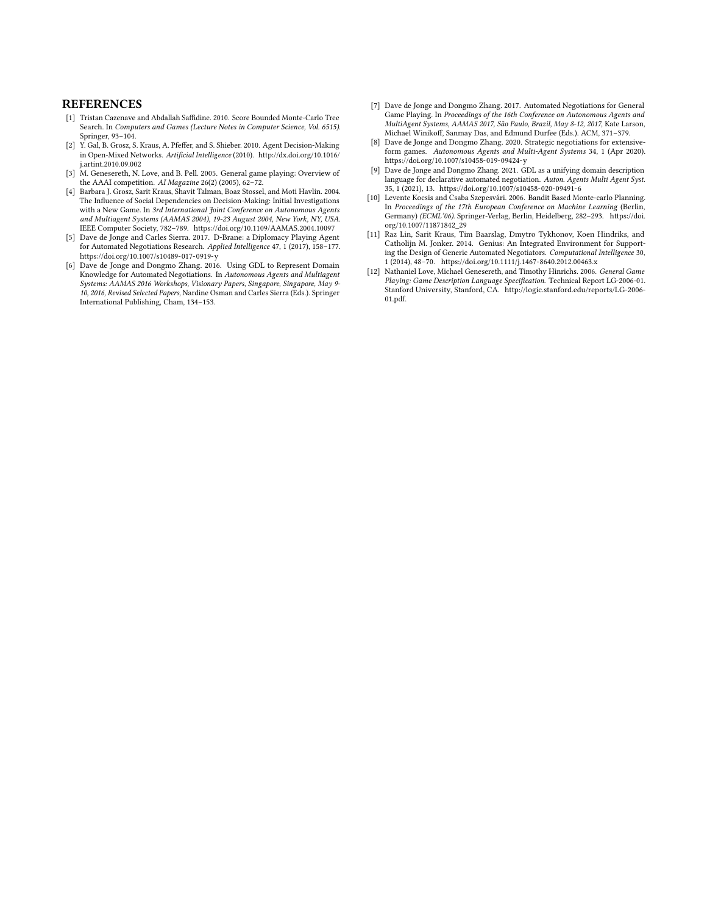# REFERENCES

[1] Tristan Cazenave and Abdallah Saffidine. 2010. Score Bounded Monte-Carlo Tree Search. In *Computers and Games (Lecture Notes in Computer Science, Vol. 6515)*. Springer, 93–104.

[2] Y. Gal, B. Grosz, S. Kraus, A. Pfeffer, and S. Shieber. 2010. Agent Decision-Making in Open-Mixed Networks. *Artificial Intelligence* (2010). http://dx.doi.org/10.1016/j.artint.2010.09.002

[3] M. Genesereth, N. Love, and B. Pell. 2005. General game playing: Overview of the AAAI competition. *AI Magazine* 26(2) (2005), 62–72.

[4] Barbara J. Grosz, Sarit Kraus, Shavit Talman, Boaz Stossel, and Moti Havlin. 2004. The Influence of Social Dependencies on Decision-Making: Initial Investigations with a New Game. In *3rd International Joint Conference on Autonomous Agents and Multiagent Systems (AAMAS 2004), 19-23 August 2004, New York, NY, USA*. IEEE Computer Society, 782–789. https://doi.org/10.1109/AAMAS.2004.10097

[5] Dave de Jonge and Carles Sierra. 2017. D-Brane: a Diplomacy Playing Agent for Automated Negotiations Research. *Applied Intelligence* 47, 1 (2017), 158–177. https://doi.org/10.1007/s10489-017-0919-y

[6] Dave de Jonge and Dongmo Zhang. 2016. Using GDL to Represent Domain Knowledge for Automated Negotiations. In *Autonomous Agents and Multiagent Systems: AAMAS 2016 Workshops, Visionary Papers, Singapore, Singapore, May 9-10, 2016, Revised Selected Papers*, Nardine Osman and Carles Sierra (Eds.). Springer International Publishing, Cham, 134–153.

[7] Dave de Jonge and Dongmo Zhang. 2017. Automated Negotiations for General Game Playing. In *Proceedings of the 16th Conference on Autonomous Agents and MultiAgent Systems, AAMAS 2017, São Paulo, Brazil, May 8-12, 2017*, Kate Larson, Michael Winikoff, Sanmay Das, and Edmund Durfee (Eds.). ACM, 371–379.

[8] Dave de Jonge and Dongmo Zhang. 2020. Strategic negotiations for extensive-form games. *Autonomous Agents and Multi-Agent Systems* 34, 1 (Apr 2020). https://doi.org/10.1007/s10458-019-09424-y

[9] Dave de Jonge and Dongmo Zhang. 2021. GDL as a unifying domain description language for declarative automated negotiation. *Auton. Agents Multi Agent Syst.* 35, 1 (2021), 13. https://doi.org/10.1007/s10458-020-09491-6

[10] Levente Kocsis and Csaba Szepesvári. 2006. Bandit Based Monte-carlo Planning. In *Proceedings of the 17th European Conference on Machine Learning* (Berlin, Germany) *(ECML'06)*. Springer-Verlag, Berlin, Heidelberg, 282–293. https://doi.org/10.1007/11871842_29

[11] Raz Lin, Sarit Kraus, Tim Baarslag, Dmytro Tykhonov, Koen Hindriks, and Catholijn M. Jonker. 2014. Genius: An Integrated Environment for Supporting the Design of Generic Automated Negotiators. *Computational Intelligence* 30, 1 (2014), 48–70. https://doi.org/10.1111/j.1467-8640.2012.00463.x

[12] Nathaniel Love, Michael Genesereth, and Timothy Hinrichs. 2006. *General Game Playing: Game Description Language Specification*. Technical Report LG-2006-01. Stanford University, Stanford, CA. http://logic.stanford.edu/reports/LG-2006-01.pdf.